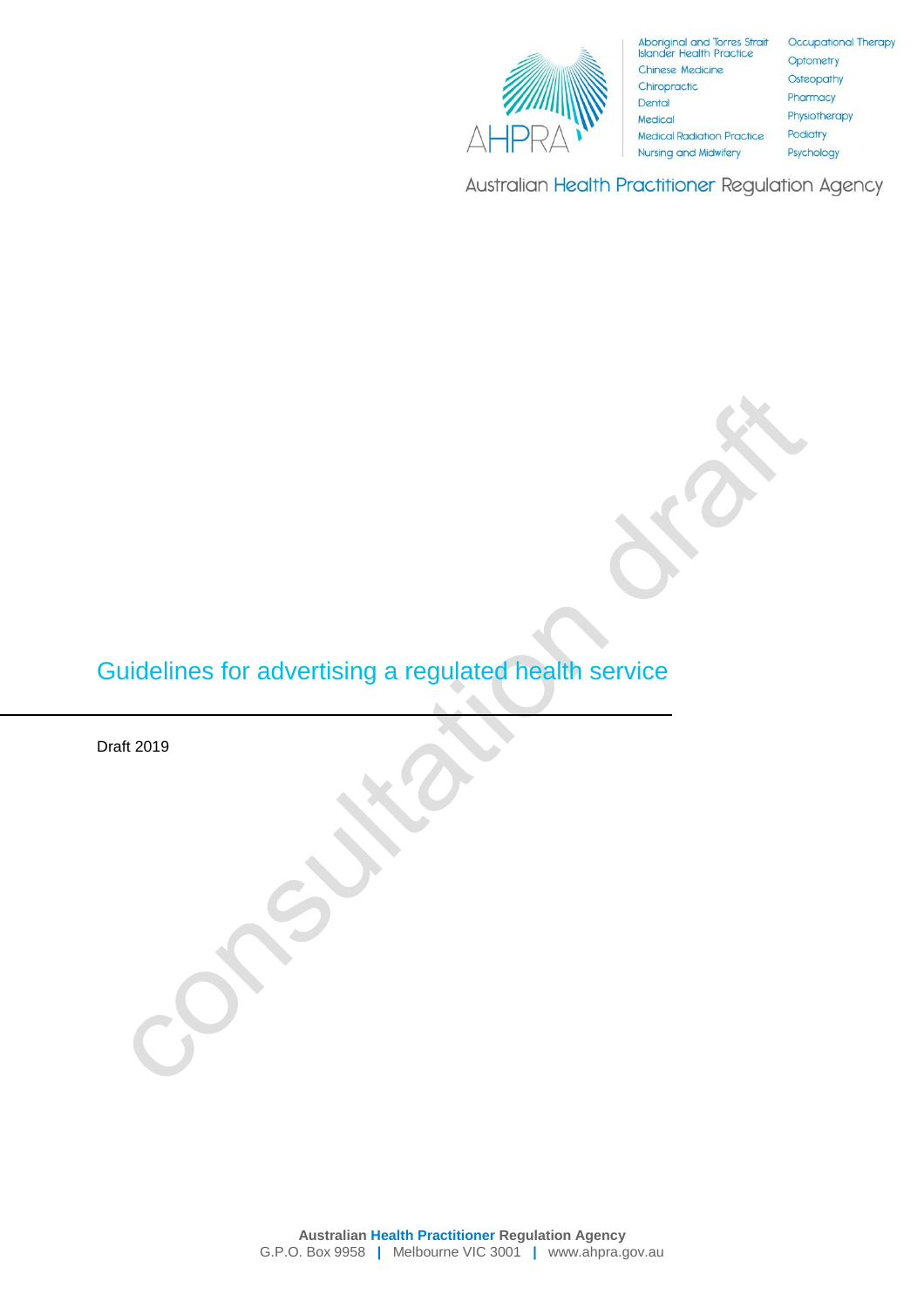Aboriginal and Torres Strait Islander Health Practice
Chinese Medicine
Chiropractic
Dental
Medical
Medical Radiation Practice
Nursing and Midwifery
Occupational Therapy
Optometry
Osteopathy
Pharmacy
Physiotherapy
Podiatry
Psychology

Australian Health Practitioner Regulation Agency

consultation draft

# Guidelines for advertising a regulated health service

Draft 2019

**Australian Health Practitioner Regulation Agency**
G.P.O. Box 9958 | Melbourne VIC 3001 | www.ahpra.gov.au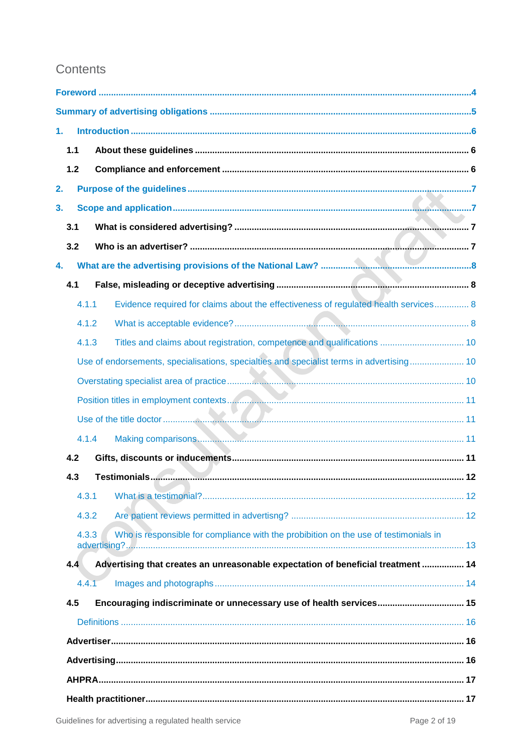# Contents

Foreword ....................................................................................................................................... 4

Summary of advertising obligations ........................................................................................... 5

1. Introduction ............................................................................................................................. 6

    1.1 About these guidelines ..................................................................................................... 6

    1.2 Compliance and enforcement .......................................................................................... 6

2. Purpose of the guidelines ......................................................................................................... 7

3. Scope and application ............................................................................................................. 7

    3.1 What is considered advertising? ....................................................................................... 7

    3.2 Who is an advertiser? ........................................................................................................ 7

4. What are the advertising provisions of the National Law? ...................................................... 8

    4.1 False, misleading or deceptive advertising ....................................................................... 8

        4.1.1 Evidence required for claims about the effectiveness of regulated health services ............. 8

        4.1.2 What is acceptable evidence? ...................................................................................... 8

        4.1.3 Titles and claims about registration, competence and qualifications ................................. 10

        Use of endorsements, specialisations, specialties and specialist terms in advertising ...................... 10

        Overstating specialist area of practice ...................................................................................... 10

        Position titles in employment contexts ..................................................................................... 11

        Use of the title doctor ............................................................................................................. 11

        4.1.4 Making comparisons .................................................................................................... 11

    4.2 Gifts, discounts or inducements ......................................................................................... 11

    4.3 Testimonials ....................................................................................................................... 12

        4.3.1 What is a testimonial? .................................................................................................. 12

        4.3.2 Are patient reviews permitted in advertisng? ................................................................ 12

        4.3.3 Who is responsible for compliance with the probibition on the use of testimonials in advertising? ..................................................................................................................... 13

    4.4 Advertising that creates an unreasonable expectation of beneficial treatment ................. 14

        4.4.1 Images and photographs .............................................................................................. 14

    4.5 Encouraging indiscriminate or unnecessary use of health services .................................. 15

        Definitions .................................................................................................................................. 16

    Advertiser ............................................................................................................................... 16

    Advertising .............................................................................................................................. 16

    AHPRA ................................................................................................................................... 17

    Health practitioner ................................................................................................................... 17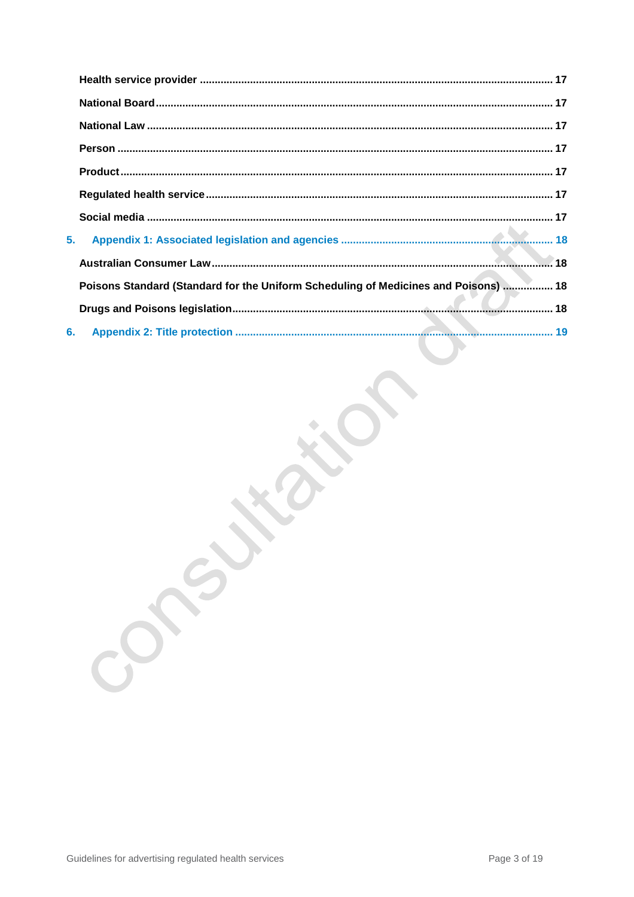Health service provider ..... 17

National Board ..... 17

National Law ..... 17

Person ..... 17

Product ..... 17

Regulated health service ..... 17

Social media ..... 17

5. Appendix 1: Associated legislation and agencies ..... 18

Australian Consumer Law ..... 18

Poisons Standard (Standard for the Uniform Scheduling of Medicines and Poisons) ..... 18

Drugs and Poisons legislation ..... 18

6. Appendix 2: Title protection ..... 19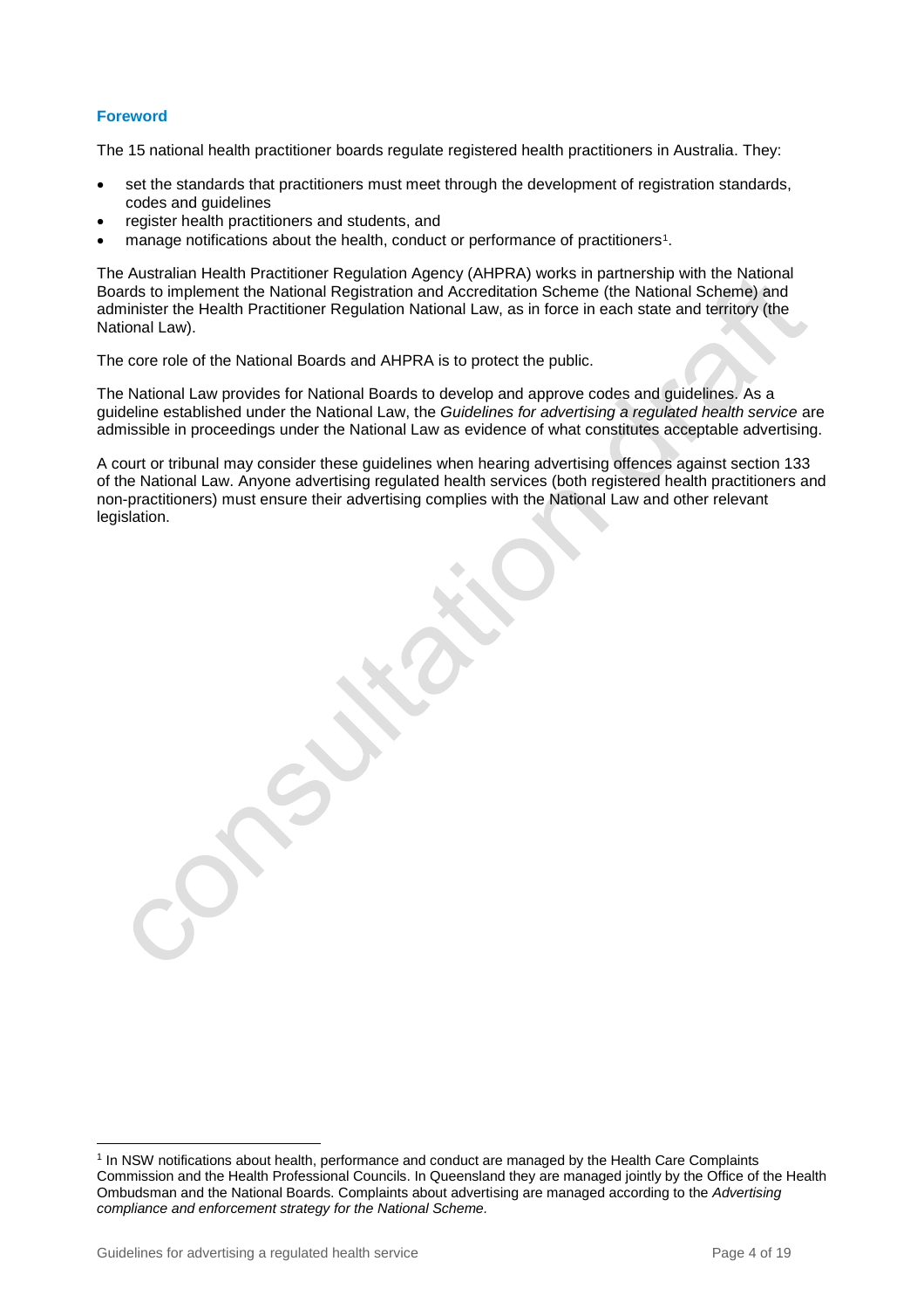## Foreword

The 15 national health practitioner boards regulate registered health practitioners in Australia. They:

- set the standards that practitioners must meet through the development of registration standards, codes and guidelines
- register health practitioners and students, and
- manage notifications about the health, conduct or performance of practitioners[1].

The Australian Health Practitioner Regulation Agency (AHPRA) works in partnership with the National Boards to implement the National Registration and Accreditation Scheme (the National Scheme) and administer the Health Practitioner Regulation National Law, as in force in each state and territory (the National Law).

The core role of the National Boards and AHPRA is to protect the public.

The National Law provides for National Boards to develop and approve codes and guidelines. As a guideline established under the National Law, the *Guidelines for advertising a regulated health service* are admissible in proceedings under the National Law as evidence of what constitutes acceptable advertising.

A court or tribunal may consider these guidelines when hearing advertising offences against section 133 of the National Law. Anyone advertising regulated health services (both registered health practitioners and non-practitioners) must ensure their advertising complies with the National Law and other relevant legislation.

---

[1] In NSW notifications about health, performance and conduct are managed by the Health Care Complaints Commission and the Health Professional Councils. In Queensland they are managed jointly by the Office of the Health Ombudsman and the National Boards. Complaints about advertising are managed according to the *Advertising compliance and enforcement strategy for the National Scheme.*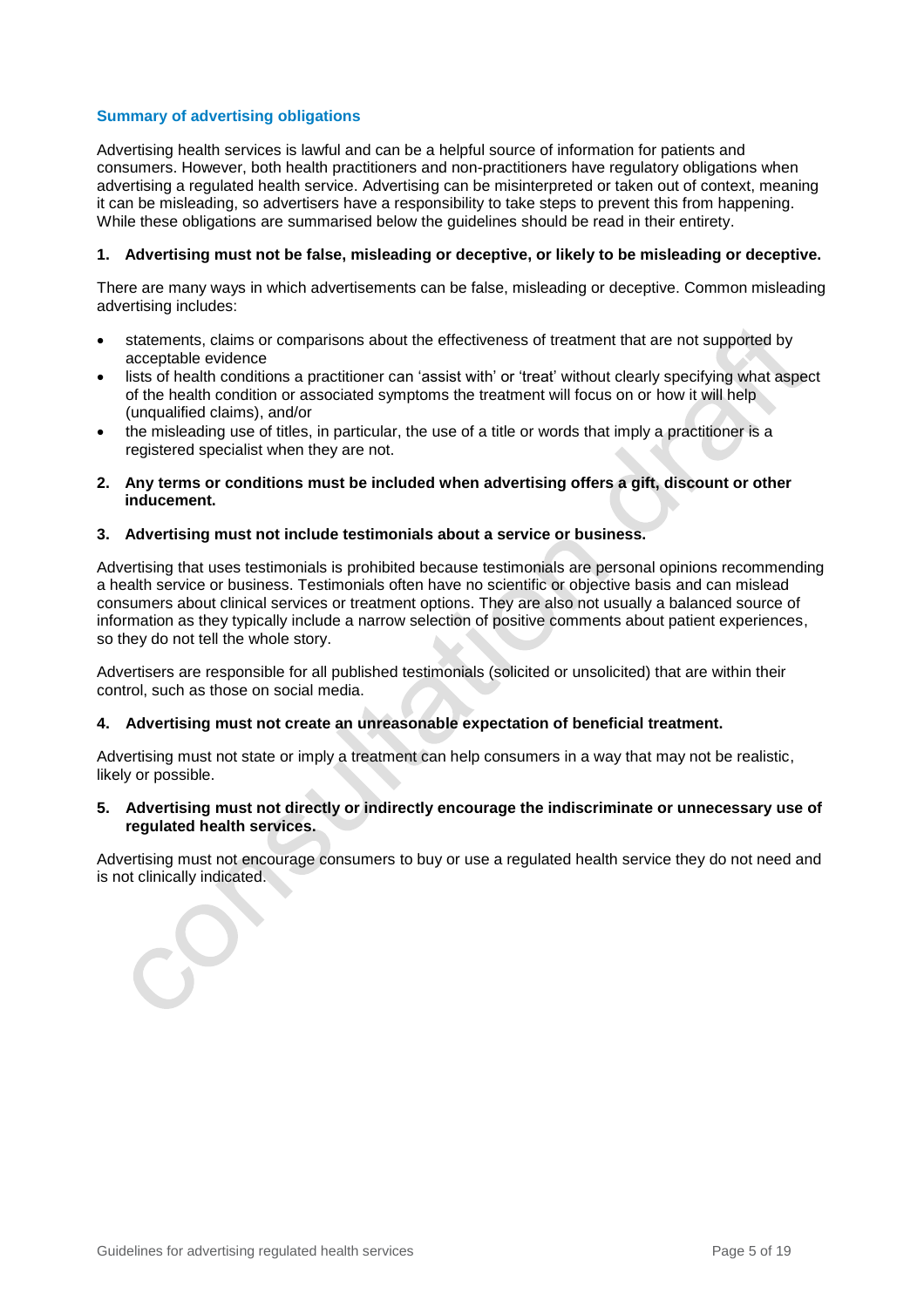### Summary of advertising obligations

Advertising health services is lawful and can be a helpful source of information for patients and consumers. However, both health practitioners and non-practitioners have regulatory obligations when advertising a regulated health service. Advertising can be misinterpreted or taken out of context, meaning it can be misleading, so advertisers have a responsibility to take steps to prevent this from happening. While these obligations are summarised below the guidelines should be read in their entirety.

**1. Advertising must not be false, misleading or deceptive, or likely to be misleading or deceptive.**

There are many ways in which advertisements can be false, misleading or deceptive. Common misleading advertising includes:

- statements, claims or comparisons about the effectiveness of treatment that are not supported by acceptable evidence
- lists of health conditions a practitioner can 'assist with' or 'treat' without clearly specifying what aspect of the health condition or associated symptoms the treatment will focus on or how it will help (unqualified claims), and/or
- the misleading use of titles, in particular, the use of a title or words that imply a practitioner is a registered specialist when they are not.

**2. Any terms or conditions must be included when advertising offers a gift, discount or other inducement.**

**3. Advertising must not include testimonials about a service or business.**

Advertising that uses testimonials is prohibited because testimonials are personal opinions recommending a health service or business. Testimonials often have no scientific or objective basis and can mislead consumers about clinical services or treatment options. They are also not usually a balanced source of information as they typically include a narrow selection of positive comments about patient experiences, so they do not tell the whole story.

Advertisers are responsible for all published testimonials (solicited or unsolicited) that are within their control, such as those on social media.

**4. Advertising must not create an unreasonable expectation of beneficial treatment.**

Advertising must not state or imply a treatment can help consumers in a way that may not be realistic, likely or possible.

**5. Advertising must not directly or indirectly encourage the indiscriminate or unnecessary use of regulated health services.**

Advertising must not encourage consumers to buy or use a regulated health service they do not need and is not clinically indicated.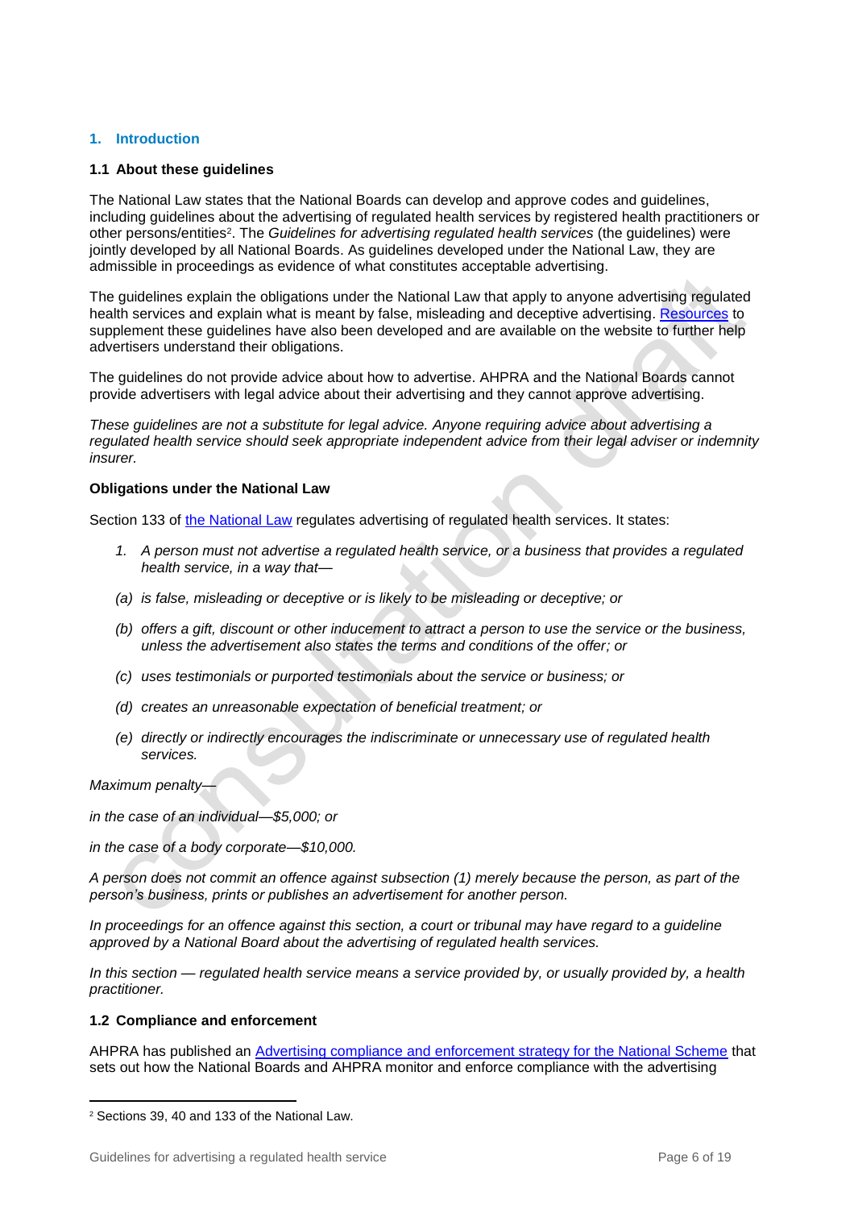## 1. Introduction

### 1.1 About these guidelines

The National Law states that the National Boards can develop and approve codes and guidelines, including guidelines about the advertising of regulated health services by registered health practitioners or other persons/entities[2]. The *Guidelines for advertising regulated health services* (the guidelines) were jointly developed by all National Boards. As guidelines developed under the National Law, they are admissible in proceedings as evidence of what constitutes acceptable advertising.

The guidelines explain the obligations under the National Law that apply to anyone advertising regulated health services and explain what is meant by false, misleading and deceptive advertising. Resources to supplement these guidelines have also been developed and are available on the website to further help advertisers understand their obligations.

The guidelines do not provide advice about how to advertise. AHPRA and the National Boards cannot provide advertisers with legal advice about their advertising and they cannot approve advertising.

*These guidelines are not a substitute for legal advice. Anyone requiring advice about advertising a regulated health service should seek appropriate independent advice from their legal adviser or indemnity insurer.*

**Obligations under the National Law**

Section 133 of the National Law regulates advertising of regulated health services. It states:

1. *A person must not advertise a regulated health service, or a business that provides a regulated health service, in a way that—*

   *(a) is false, misleading or deceptive or is likely to be misleading or deceptive; or*

   *(b) offers a gift, discount or other inducement to attract a person to use the service or the business, unless the advertisement also states the terms and conditions of the offer; or*

   *(c) uses testimonials or purported testimonials about the service or business; or*

   *(d) creates an unreasonable expectation of beneficial treatment; or*

   *(e) directly or indirectly encourages the indiscriminate or unnecessary use of regulated health services.*

*Maximum penalty—*

*in the case of an individual—$5,000; or*

*in the case of a body corporate—$10,000.*

*A person does not commit an offence against subsection (1) merely because the person, as part of the person's business, prints or publishes an advertisement for another person.*

*In proceedings for an offence against this section, a court or tribunal may have regard to a guideline approved by a National Board about the advertising of regulated health services.*

*In this section — regulated health service means a service provided by, or usually provided by, a health practitioner.*

### 1.2 Compliance and enforcement

AHPRA has published an Advertising compliance and enforcement strategy for the National Scheme that sets out how the National Boards and AHPRA monitor and enforce compliance with the advertising

---

[2] Sections 39, 40 and 133 of the National Law.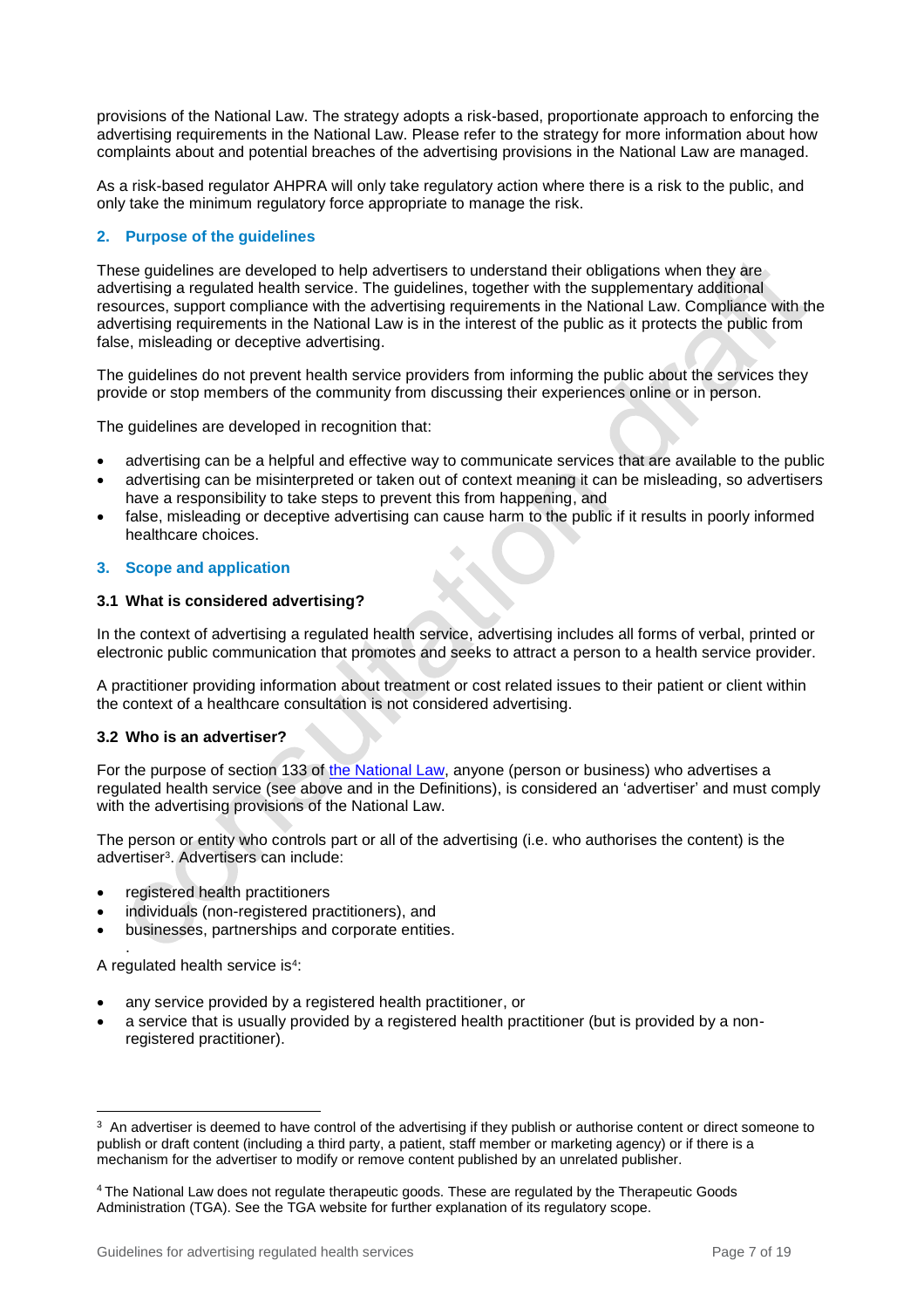provisions of the National Law. The strategy adopts a risk-based, proportionate approach to enforcing the advertising requirements in the National Law. Please refer to the strategy for more information about how complaints about and potential breaches of the advertising provisions in the National Law are managed.

As a risk-based regulator AHPRA will only take regulatory action where there is a risk to the public, and only take the minimum regulatory force appropriate to manage the risk.

## 2. Purpose of the guidelines

These guidelines are developed to help advertisers to understand their obligations when they are advertising a regulated health service. The guidelines, together with the supplementary additional resources, support compliance with the advertising requirements in the National Law. Compliance with the advertising requirements in the National Law is in the interest of the public as it protects the public from false, misleading or deceptive advertising.

The guidelines do not prevent health service providers from informing the public about the services they provide or stop members of the community from discussing their experiences online or in person.

The guidelines are developed in recognition that:

- advertising can be a helpful and effective way to communicate services that are available to the public
- advertising can be misinterpreted or taken out of context meaning it can be misleading, so advertisers have a responsibility to take steps to prevent this from happening, and
- false, misleading or deceptive advertising can cause harm to the public if it results in poorly informed healthcare choices.

## 3. Scope and application

### 3.1 What is considered advertising?

In the context of advertising a regulated health service, advertising includes all forms of verbal, printed or electronic public communication that promotes and seeks to attract a person to a health service provider.

A practitioner providing information about treatment or cost related issues to their patient or client within the context of a healthcare consultation is not considered advertising.

### 3.2 Who is an advertiser?

For the purpose of section 133 of the National Law, anyone (person or business) who advertises a regulated health service (see above and in the Definitions), is considered an 'advertiser' and must comply with the advertising provisions of the National Law.

The person or entity who controls part or all of the advertising (i.e. who authorises the content) is the advertiser[3]. Advertisers can include:

- registered health practitioners
- individuals (non-registered practitioners), and
- businesses, partnerships and corporate entities.

A regulated health service is[4]:

- any service provided by a registered health practitioner, or
- a service that is usually provided by a registered health practitioner (but is provided by a non-registered practitioner).

---

[3] An advertiser is deemed to have control of the advertising if they publish or authorise content or direct someone to publish or draft content (including a third party, a patient, staff member or marketing agency) or if there is a mechanism for the advertiser to modify or remove content published by an unrelated publisher.

[4] The National Law does not regulate therapeutic goods. These are regulated by the Therapeutic Goods Administration (TGA). See the TGA website for further explanation of its regulatory scope.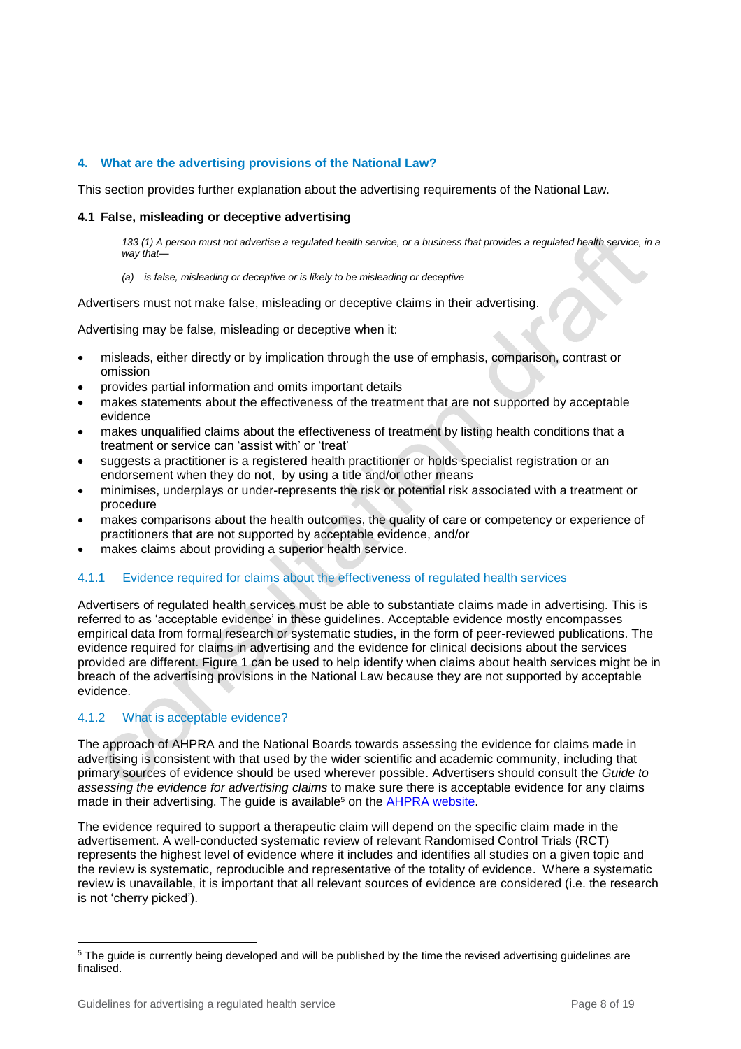## 4. What are the advertising provisions of the National Law?

This section provides further explanation about the advertising requirements of the National Law.

### 4.1 False, misleading or deceptive advertising

> *133 (1) A person must not advertise a regulated health service, or a business that provides a regulated health service, in a way that—*
>
> *(a) is false, misleading or deceptive or is likely to be misleading or deceptive*

Advertisers must not make false, misleading or deceptive claims in their advertising.

Advertising may be false, misleading or deceptive when it:

- misleads, either directly or by implication through the use of emphasis, comparison, contrast or omission
- provides partial information and omits important details
- makes statements about the effectiveness of the treatment that are not supported by acceptable evidence
- makes unqualified claims about the effectiveness of treatment by listing health conditions that a treatment or service can 'assist with' or 'treat'
- suggests a practitioner is a registered health practitioner or holds specialist registration or an endorsement when they do not, by using a title and/or other means
- minimises, underplays or under-represents the risk or potential risk associated with a treatment or procedure
- makes comparisons about the health outcomes, the quality of care or competency or experience of practitioners that are not supported by acceptable evidence, and/or
- makes claims about providing a superior health service.

#### 4.1.1 Evidence required for claims about the effectiveness of regulated health services

Advertisers of regulated health services must be able to substantiate claims made in advertising. This is referred to as 'acceptable evidence' in these guidelines. Acceptable evidence mostly encompasses empirical data from formal research or systematic studies, in the form of peer-reviewed publications. The evidence required for claims in advertising and the evidence for clinical decisions about the services provided are different. Figure 1 can be used to help identify when claims about health services might be in breach of the advertising provisions in the National Law because they are not supported by acceptable evidence.

#### 4.1.2 What is acceptable evidence?

The approach of AHPRA and the National Boards towards assessing the evidence for claims made in advertising is consistent with that used by the wider scientific and academic community, including that primary sources of evidence should be used wherever possible. Advertisers should consult the *Guide to assessing the evidence for advertising claims* to make sure there is acceptable evidence for any claims made in their advertising. The guide is available[5] on the AHPRA website.

The evidence required to support a therapeutic claim will depend on the specific claim made in the advertisement. A well-conducted systematic review of relevant Randomised Control Trials (RCT) represents the highest level of evidence where it includes and identifies all studies on a given topic and the review is systematic, reproducible and representative of the totality of evidence. Where a systematic review is unavailable, it is important that all relevant sources of evidence are considered (i.e. the research is not 'cherry picked').

---

[5] The guide is currently being developed and will be published by the time the revised advertising guidelines are finalised.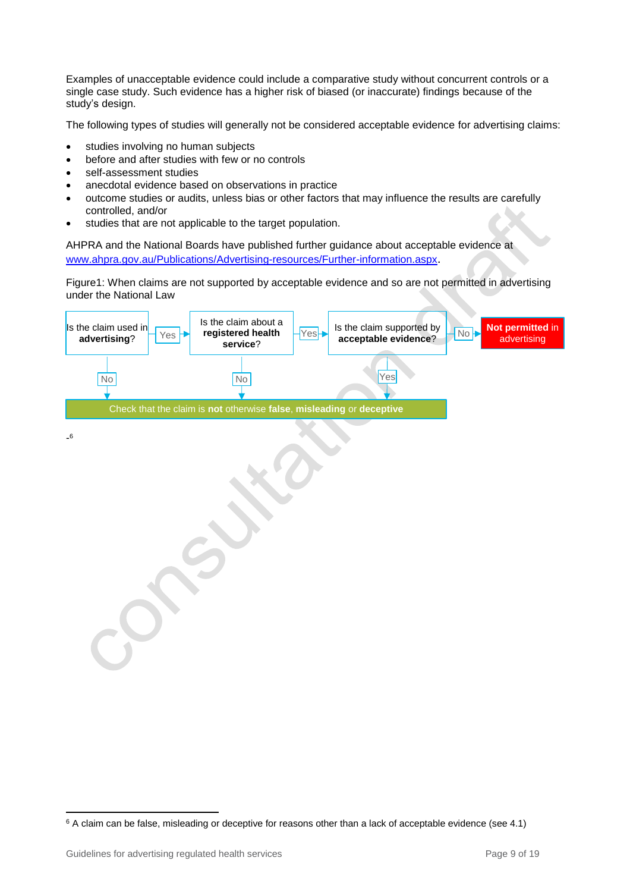Examples of unacceptable evidence could include a comparative study without concurrent controls or a single case study. Such evidence has a higher risk of biased (or inaccurate) findings because of the study's design.

The following types of studies will generally not be considered acceptable evidence for advertising claims:

- studies involving no human subjects
- before and after studies with few or no controls
- self-assessment studies
- anecdotal evidence based on observations in practice
- outcome studies or audits, unless bias or other factors that may influence the results are carefully controlled, and/or
- studies that are not applicable to the target population.

AHPRA and the National Boards have published further guidance about acceptable evidence at [www.ahpra.gov.au/Publications/Advertising-resources/Further-information.aspx](www.ahpra.gov.au/Publications/Advertising-resources/Further-information.aspx).

Figure1: When claims are not supported by acceptable evidence and so are not permitted in advertising under the National Law

Is the claim used in **advertising**? → Yes → Is the claim about a **registered health service**? → Yes → Is the claim supported by **acceptable evidence**? → No → **Not permitted** in advertising

Is the claim used in **advertising**? → No → Check that the claim is **not** otherwise **false**, **misleading** or **deceptive**

Is the claim about a **registered health service**? → No → Check that the claim is **not** otherwise **false**, **misleading** or **deceptive**

Is the claim supported by **acceptable evidence**? → Yes → Check that the claim is **not** otherwise **false**, **misleading** or **deceptive**[6]

[6] A claim can be false, misleading or deceptive for reasons other than a lack of acceptable evidence (see 4.1)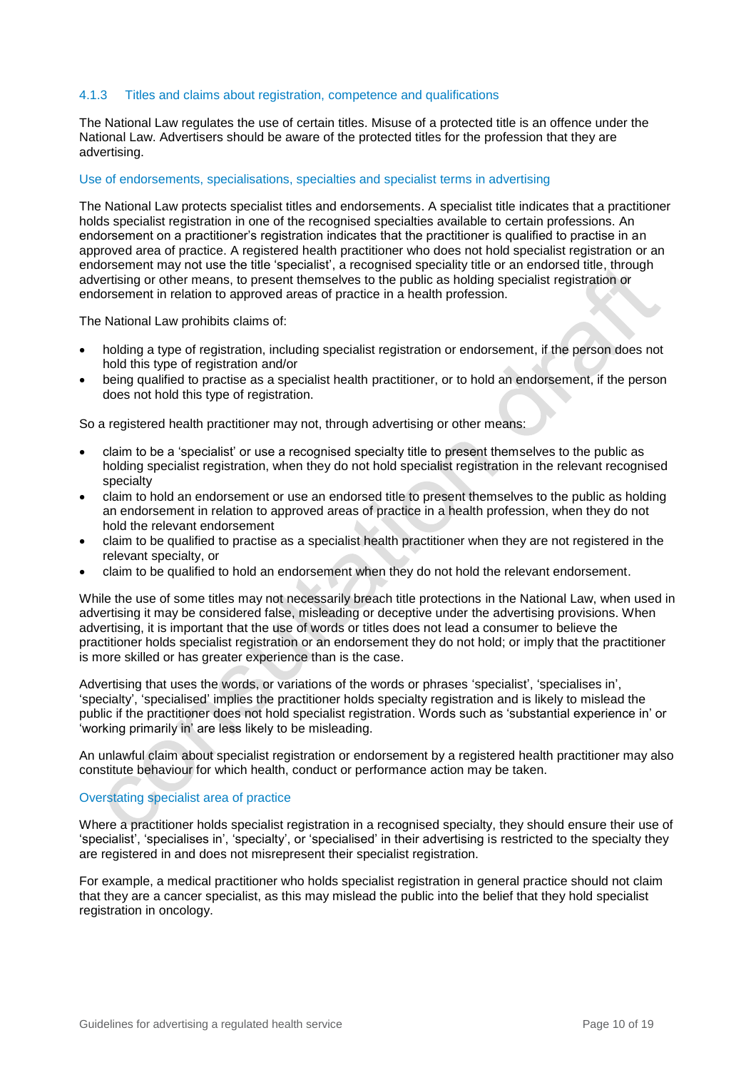### 4.1.3 Titles and claims about registration, competence and qualifications

The National Law regulates the use of certain titles. Misuse of a protected title is an offence under the National Law. Advertisers should be aware of the protected titles for the profession that they are advertising.

#### Use of endorsements, specialisations, specialties and specialist terms in advertising

The National Law protects specialist titles and endorsements. A specialist title indicates that a practitioner holds specialist registration in one of the recognised specialties available to certain professions. An endorsement on a practitioner's registration indicates that the practitioner is qualified to practise in an approved area of practice. A registered health practitioner who does not hold specialist registration or an endorsement may not use the title 'specialist', a recognised speciality title or an endorsed title, through advertising or other means, to present themselves to the public as holding specialist registration or endorsement in relation to approved areas of practice in a health profession.

The National Law prohibits claims of:

- holding a type of registration, including specialist registration or endorsement, if the person does not hold this type of registration and/or
- being qualified to practise as a specialist health practitioner, or to hold an endorsement, if the person does not hold this type of registration.

So a registered health practitioner may not, through advertising or other means:

- claim to be a 'specialist' or use a recognised specialty title to present themselves to the public as holding specialist registration, when they do not hold specialist registration in the relevant recognised specialty
- claim to hold an endorsement or use an endorsed title to present themselves to the public as holding an endorsement in relation to approved areas of practice in a health profession, when they do not hold the relevant endorsement
- claim to be qualified to practise as a specialist health practitioner when they are not registered in the relevant specialty, or
- claim to be qualified to hold an endorsement when they do not hold the relevant endorsement.

While the use of some titles may not necessarily breach title protections in the National Law, when used in advertising it may be considered false, misleading or deceptive under the advertising provisions. When advertising, it is important that the use of words or titles does not lead a consumer to believe the practitioner holds specialist registration or an endorsement they do not hold; or imply that the practitioner is more skilled or has greater experience than is the case.

Advertising that uses the words, or variations of the words or phrases 'specialist', 'specialises in', 'specialty', 'specialised' implies the practitioner holds specialty registration and is likely to mislead the public if the practitioner does not hold specialist registration. Words such as 'substantial experience in' or 'working primarily in' are less likely to be misleading.

An unlawful claim about specialist registration or endorsement by a registered health practitioner may also constitute behaviour for which health, conduct or performance action may be taken.

#### Overstating specialist area of practice

Where a practitioner holds specialist registration in a recognised specialty, they should ensure their use of 'specialist', 'specialises in', 'specialty', or 'specialised' in their advertising is restricted to the specialty they are registered in and does not misrepresent their specialist registration.

For example, a medical practitioner who holds specialist registration in general practice should not claim that they are a cancer specialist, as this may mislead the public into the belief that they hold specialist registration in oncology.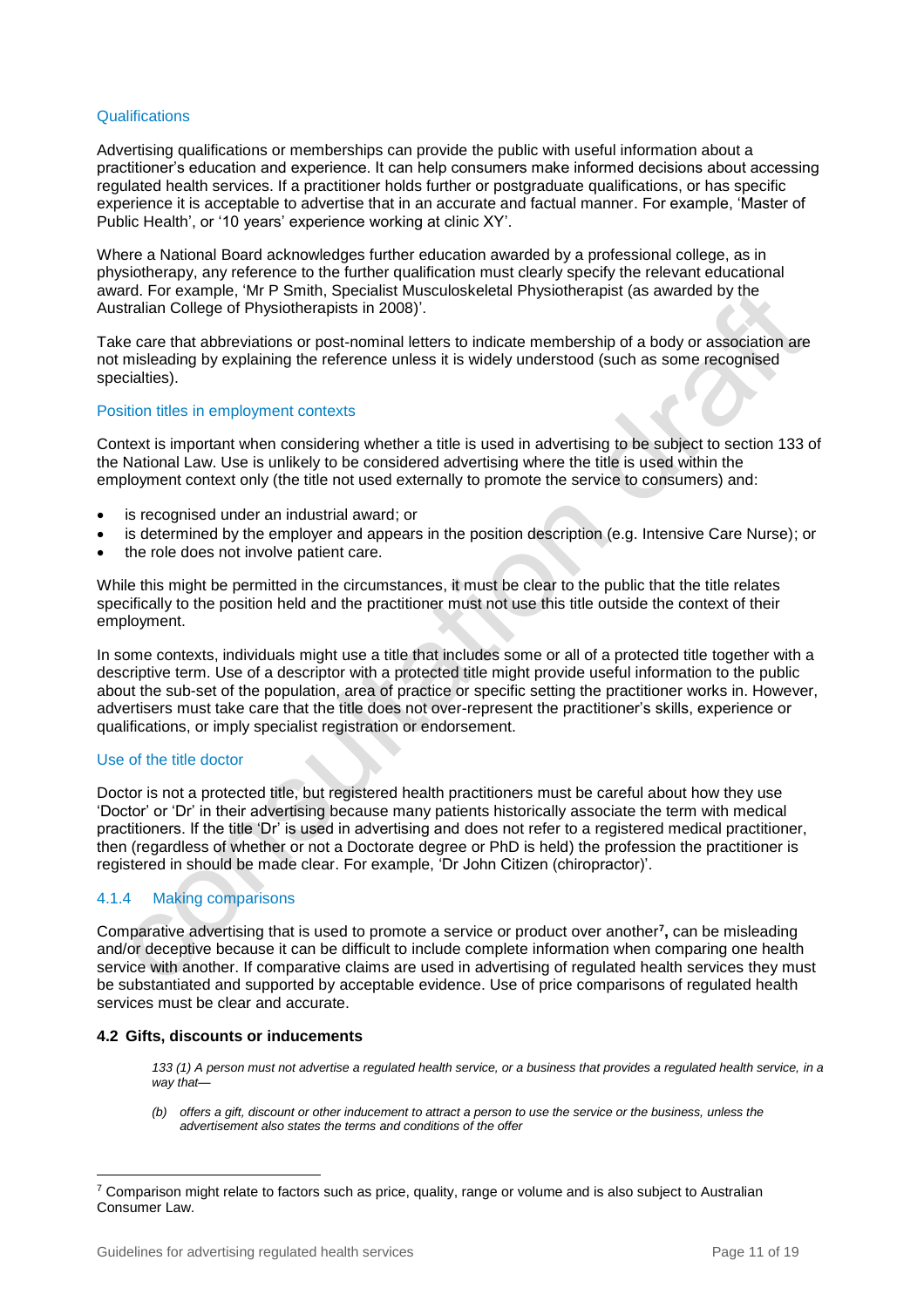### Qualifications

Advertising qualifications or memberships can provide the public with useful information about a practitioner's education and experience. It can help consumers make informed decisions about accessing regulated health services. If a practitioner holds further or postgraduate qualifications, or has specific experience it is acceptable to advertise that in an accurate and factual manner. For example, 'Master of Public Health', or '10 years' experience working at clinic XY'.

Where a National Board acknowledges further education awarded by a professional college, as in physiotherapy, any reference to the further qualification must clearly specify the relevant educational award. For example, 'Mr P Smith, Specialist Musculoskeletal Physiotherapist (as awarded by the Australian College of Physiotherapists in 2008)'.

Take care that abbreviations or post-nominal letters to indicate membership of a body or association are not misleading by explaining the reference unless it is widely understood (such as some recognised specialties).

### Position titles in employment contexts

Context is important when considering whether a title is used in advertising to be subject to section 133 of the National Law. Use is unlikely to be considered advertising where the title is used within the employment context only (the title not used externally to promote the service to consumers) and:

- is recognised under an industrial award; or
- is determined by the employer and appears in the position description (e.g. Intensive Care Nurse); or
- the role does not involve patient care.

While this might be permitted in the circumstances, it must be clear to the public that the title relates specifically to the position held and the practitioner must not use this title outside the context of their employment.

In some contexts, individuals might use a title that includes some or all of a protected title together with a descriptive term. Use of a descriptor with a protected title might provide useful information to the public about the sub-set of the population, area of practice or specific setting the practitioner works in. However, advertisers must take care that the title does not over-represent the practitioner's skills, experience or qualifications, or imply specialist registration or endorsement.

### Use of the title doctor

Doctor is not a protected title, but registered health practitioners must be careful about how they use 'Doctor' or 'Dr' in their advertising because many patients historically associate the term with medical practitioners. If the title 'Dr' is used in advertising and does not refer to a registered medical practitioner, then (regardless of whether or not a Doctorate degree or PhD is held) the profession the practitioner is registered in should be made clear. For example, 'Dr John Citizen (chiropractor)'.

### 4.1.4 Making comparisons

Comparative advertising that is used to promote a service or product over another[7], can be misleading and/or deceptive because it can be difficult to include complete information when comparing one health service with another. If comparative claims are used in advertising of regulated health services they must be substantiated and supported by acceptable evidence. Use of price comparisons of regulated health services must be clear and accurate.

## 4.2 Gifts, discounts or inducements

*133 (1) A person must not advertise a regulated health service, or a business that provides a regulated health service, in a way that—*

*(b) offers a gift, discount or other inducement to attract a person to use the service or the business, unless the advertisement also states the terms and conditions of the offer*

---

[7] Comparison might relate to factors such as price, quality, range or volume and is also subject to Australian Consumer Law.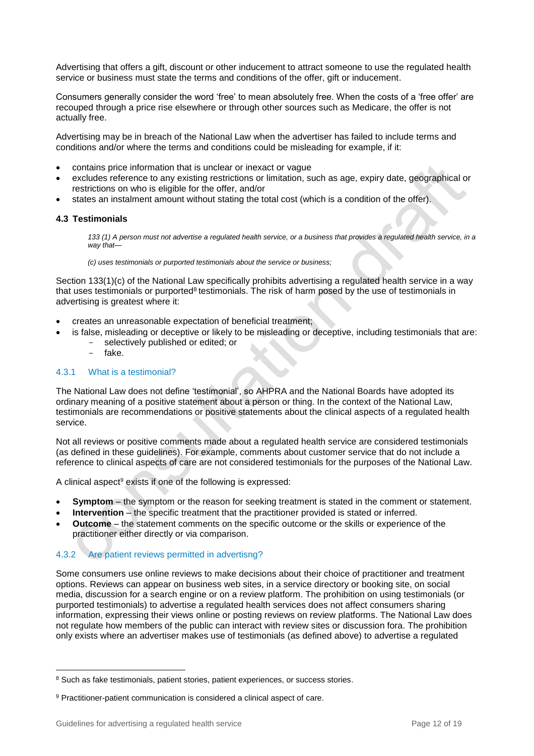Advertising that offers a gift, discount or other inducement to attract someone to use the regulated health service or business must state the terms and conditions of the offer, gift or inducement.

Consumers generally consider the word 'free' to mean absolutely free. When the costs of a 'free offer' are recouped through a price rise elsewhere or through other sources such as Medicare, the offer is not actually free.

Advertising may be in breach of the National Law when the advertiser has failed to include terms and conditions and/or where the terms and conditions could be misleading for example, if it:

- contains price information that is unclear or inexact or vague
- excludes reference to any existing restrictions or limitation, such as age, expiry date, geographical or restrictions on who is eligible for the offer, and/or
- states an instalment amount without stating the total cost (which is a condition of the offer).

### 4.3 Testimonials

> *133 (1) A person must not advertise a regulated health service, or a business that provides a regulated health service, in a way that—*
>
> *(c) uses testimonials or purported testimonials about the service or business;*

Section 133(1)(c) of the National Law specifically prohibits advertising a regulated health service in a way that uses testimonials or purported[8] testimonials. The risk of harm posed by the use of testimonials in advertising is greatest where it:

- creates an unreasonable expectation of beneficial treatment;
- is false, misleading or deceptive or likely to be misleading or deceptive, including testimonials that are:
  - selectively published or edited; or
  - fake.

#### 4.3.1 What is a testimonial?

The National Law does not define 'testimonial', so AHPRA and the National Boards have adopted its ordinary meaning of a positive statement about a person or thing. In the context of the National Law, testimonials are recommendations or positive statements about the clinical aspects of a regulated health service.

Not all reviews or positive comments made about a regulated health service are considered testimonials (as defined in these guidelines). For example, comments about customer service that do not include a reference to clinical aspects of care are not considered testimonials for the purposes of the National Law.

A clinical aspect[9] exists if one of the following is expressed:

- **Symptom** – the symptom or the reason for seeking treatment is stated in the comment or statement.
- **Intervention** – the specific treatment that the practitioner provided is stated or inferred.
- **Outcome** – the statement comments on the specific outcome or the skills or experience of the practitioner either directly or via comparison.

#### 4.3.2 Are patient reviews permitted in advertisng?

Some consumers use online reviews to make decisions about their choice of practitioner and treatment options. Reviews can appear on business web sites, in a service directory or booking site, on social media, discussion for a search engine or on a review platform. The prohibition on using testimonials (or purported testimonials) to advertise a regulated health services does not affect consumers sharing information, expressing their views online or posting reviews on review platforms. The National Law does not regulate how members of the public can interact with review sites or discussion fora. The prohibition only exists where an advertiser makes use of testimonials (as defined above) to advertise a regulated

---

[8] Such as fake testimonials, patient stories, patient experiences, or success stories.

[9] Practitioner-patient communication is considered a clinical aspect of care.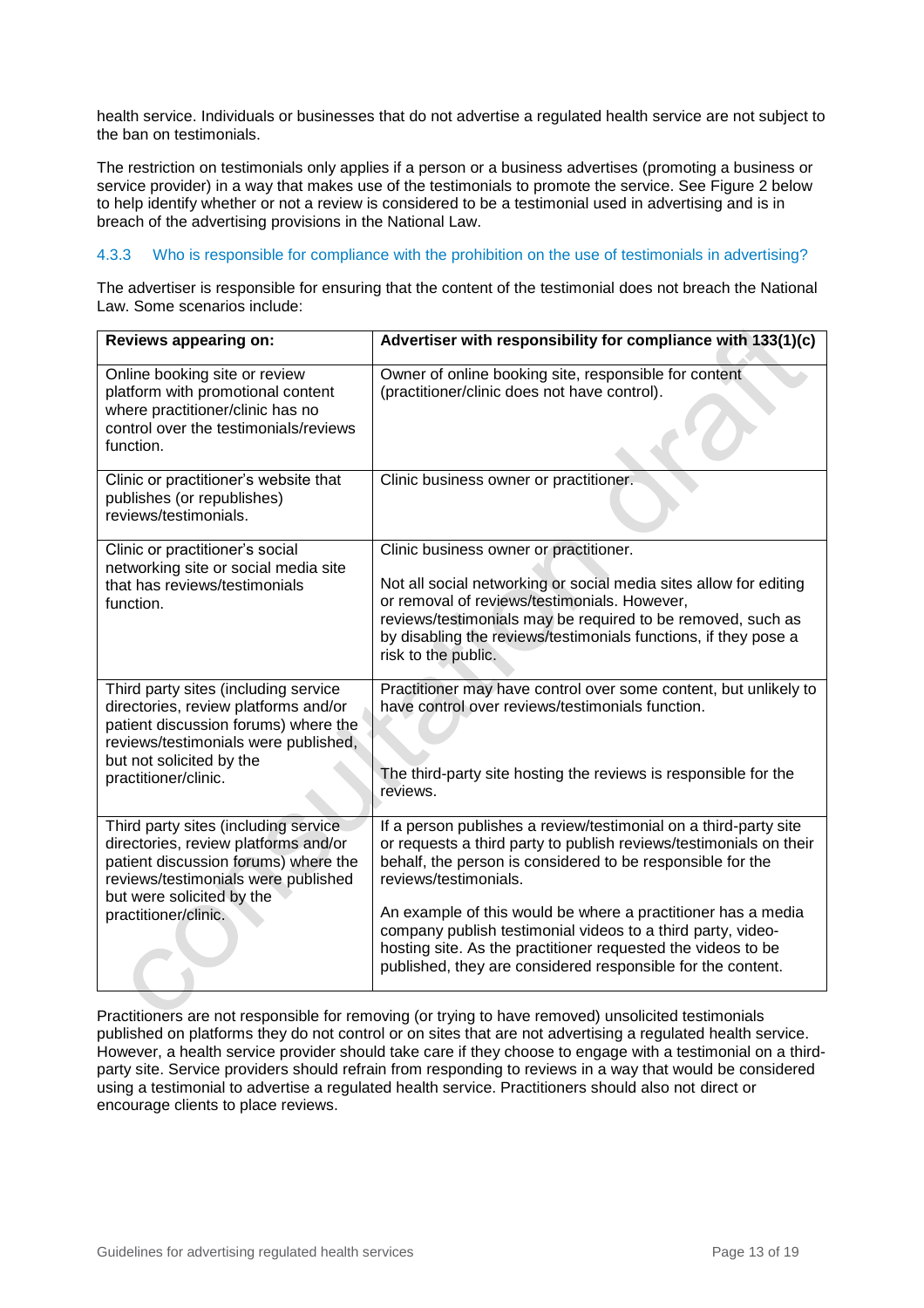health service. Individuals or businesses that do not advertise a regulated health service are not subject to the ban on testimonials.

The restriction on testimonials only applies if a person or a business advertises (promoting a business or service provider) in a way that makes use of the testimonials to promote the service. See Figure 2 below to help identify whether or not a review is considered to be a testimonial used in advertising and is in breach of the advertising provisions in the National Law.

### 4.3.3 Who is responsible for compliance with the prohibition on the use of testimonials in advertising?

The advertiser is responsible for ensuring that the content of the testimonial does not breach the National Law. Some scenarios include:

| Reviews appearing on: | Advertiser with responsibility for compliance with 133(1)(c) |
|---|---|
| Online booking site or review platform with promotional content where practitioner/clinic has no control over the testimonials/reviews function. | Owner of online booking site, responsible for content (practitioner/clinic does not have control). |
| Clinic or practitioner's website that publishes (or republishes) reviews/testimonials. | Clinic business owner or practitioner. |
| Clinic or practitioner's social networking site or social media site that has reviews/testimonials function. | Clinic business owner or practitioner.<br><br>Not all social networking or social media sites allow for editing or removal of reviews/testimonials. However, reviews/testimonials may be required to be removed, such as by disabling the reviews/testimonials functions, if they pose a risk to the public. |
| Third party sites (including service directories, review platforms and/or patient discussion forums) where the reviews/testimonials were published, but not solicited by the practitioner/clinic. | Practitioner may have control over some content, but unlikely to have control over reviews/testimonials function.<br><br>The third-party site hosting the reviews is responsible for the reviews. |
| Third party sites (including service directories, review platforms and/or patient discussion forums) where the reviews/testimonials were published but were solicited by the practitioner/clinic. | If a person publishes a review/testimonial on a third-party site or requests a third party to publish reviews/testimonials on their behalf, the person is considered to be responsible for the reviews/testimonials.<br><br>An example of this would be where a practitioner has a media company publish testimonial videos to a third party, video-hosting site. As the practitioner requested the videos to be published, they are considered responsible for the content. |

Practitioners are not responsible for removing (or trying to have removed) unsolicited testimonials published on platforms they do not control or on sites that are not advertising a regulated health service. However, a health service provider should take care if they choose to engage with a testimonial on a third-party site. Service providers should refrain from responding to reviews in a way that would be considered using a testimonial to advertise a regulated health service. Practitioners should also not direct or encourage clients to place reviews.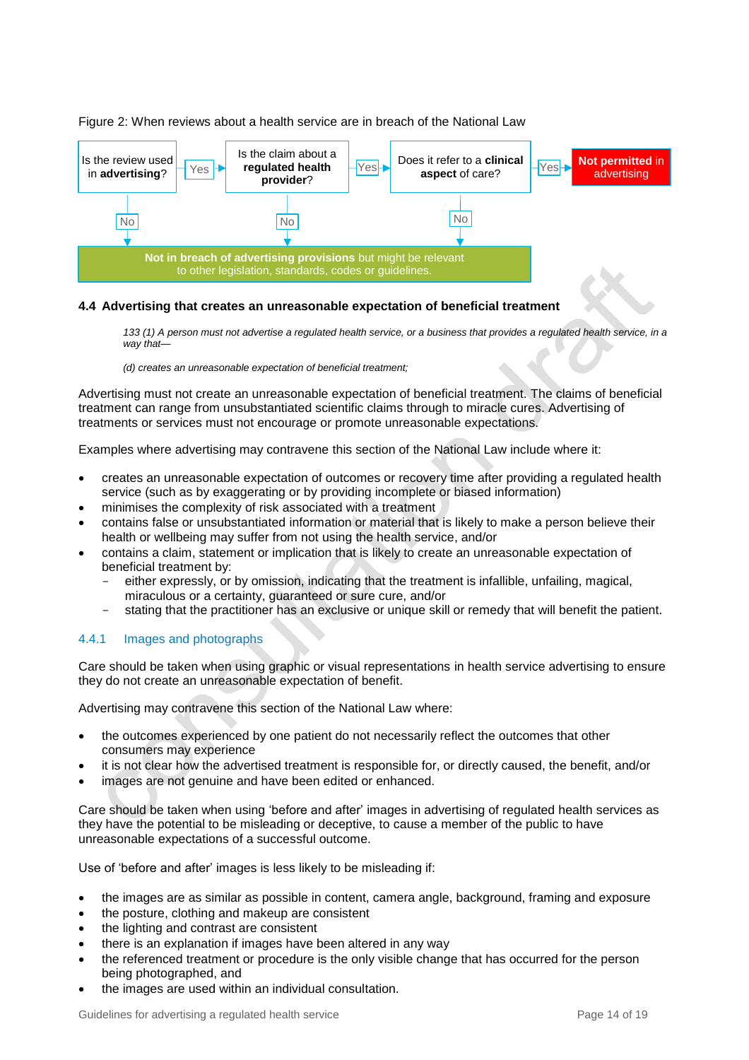Figure 2: When reviews about a health service are in breach of the National Law

| Step | Question | If Yes | If No |
|---|---|---|---|
| 1 | Is the review used in **advertising**? | Go to step 2 | **Not in breach of advertising provisions** but might be relevant to other legislation, standards, codes or guidelines. |
| 2 | Is the claim about a **regulated health provider**? | Go to step 3 | **Not in breach of advertising provisions** but might be relevant to other legislation, standards, codes or guidelines. |
| 3 | Does it refer to a **clinical aspect** of care? | **Not permitted** in advertising | **Not in breach of advertising provisions** but might be relevant to other legislation, standards, codes or guidelines. |

## 4.4 Advertising that creates an unreasonable expectation of beneficial treatment

> *133 (1) A person must not advertise a regulated health service, or a business that provides a regulated health service, in a way that—*
>
> *(d) creates an unreasonable expectation of beneficial treatment;*

Advertising must not create an unreasonable expectation of beneficial treatment. The claims of beneficial treatment can range from unsubstantiated scientific claims through to miracle cures. Advertising of treatments or services must not encourage or promote unreasonable expectations.

Examples where advertising may contravene this section of the National Law include where it:

- creates an unreasonable expectation of outcomes or recovery time after providing a regulated health service (such as by exaggerating or by providing incomplete or biased information)
- minimises the complexity of risk associated with a treatment
- contains false or unsubstantiated information or material that is likely to make a person believe their health or wellbeing may suffer from not using the health service, and/or
- contains a claim, statement or implication that is likely to create an unreasonable expectation of beneficial treatment by:
  - either expressly, or by omission, indicating that the treatment is infallible, unfailing, magical, miraculous or a certainty, guaranteed or sure cure, and/or
  - stating that the practitioner has an exclusive or unique skill or remedy that will benefit the patient.

### 4.4.1 Images and photographs

Care should be taken when using graphic or visual representations in health service advertising to ensure they do not create an unreasonable expectation of benefit.

Advertising may contravene this section of the National Law where:

- the outcomes experienced by one patient do not necessarily reflect the outcomes that other consumers may experience
- it is not clear how the advertised treatment is responsible for, or directly caused, the benefit, and/or
- images are not genuine and have been edited or enhanced.

Care should be taken when using 'before and after' images in advertising of regulated health services as they have the potential to be misleading or deceptive, to cause a member of the public to have unreasonable expectations of a successful outcome.

Use of 'before and after' images is less likely to be misleading if:

- the images are as similar as possible in content, camera angle, background, framing and exposure
- the posture, clothing and makeup are consistent
- the lighting and contrast are consistent
- there is an explanation if images have been altered in any way
- the referenced treatment or procedure is the only visible change that has occurred for the person being photographed, and
- the images are used within an individual consultation.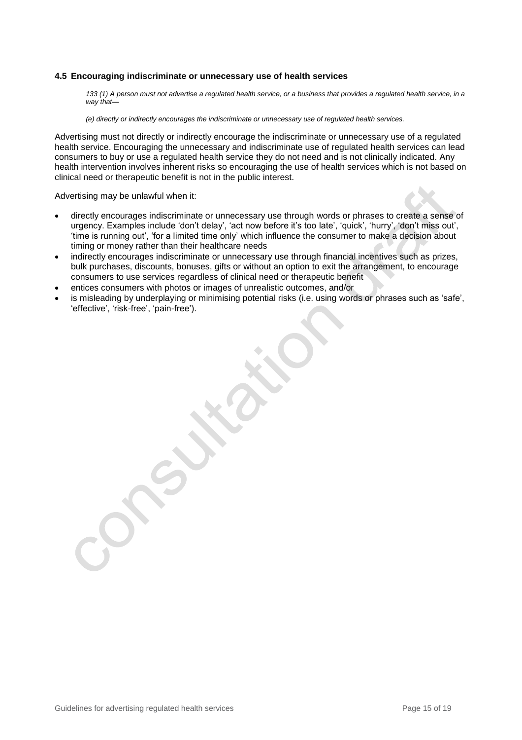### 4.5 Encouraging indiscriminate or unnecessary use of health services

*133 (1) A person must not advertise a regulated health service, or a business that provides a regulated health service, in a way that—*

*(e) directly or indirectly encourages the indiscriminate or unnecessary use of regulated health services.*

Advertising must not directly or indirectly encourage the indiscriminate or unnecessary use of a regulated health service. Encouraging the unnecessary and indiscriminate use of regulated health services can lead consumers to buy or use a regulated health service they do not need and is not clinically indicated. Any health intervention involves inherent risks so encouraging the use of health services which is not based on clinical need or therapeutic benefit is not in the public interest.

Advertising may be unlawful when it:

- directly encourages indiscriminate or unnecessary use through words or phrases to create a sense of urgency. Examples include 'don't delay', 'act now before it's too late', 'quick', 'hurry', 'don't miss out', 'time is running out', 'for a limited time only' which influence the consumer to make a decision about timing or money rather than their healthcare needs
- indirectly encourages indiscriminate or unnecessary use through financial incentives such as prizes, bulk purchases, discounts, bonuses, gifts or without an option to exit the arrangement, to encourage consumers to use services regardless of clinical need or therapeutic benefit
- entices consumers with photos or images of unrealistic outcomes, and/or
- is misleading by underplaying or minimising potential risks (i.e. using words or phrases such as 'safe', 'effective', 'risk-free', 'pain-free').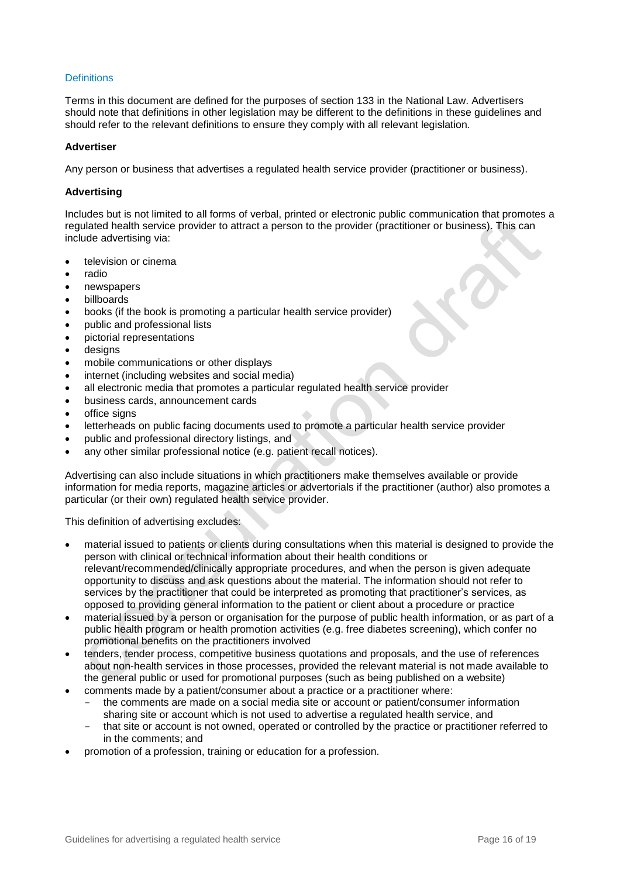## Definitions

Terms in this document are defined for the purposes of section 133 in the National Law. Advertisers should note that definitions in other legislation may be different to the definitions in these guidelines and should refer to the relevant definitions to ensure they comply with all relevant legislation.

### Advertiser

Any person or business that advertises a regulated health service provider (practitioner or business).

### Advertising

Includes but is not limited to all forms of verbal, printed or electronic public communication that promotes a regulated health service provider to attract a person to the provider (practitioner or business). This can include advertising via:

- television or cinema
- radio
- newspapers
- billboards
- books (if the book is promoting a particular health service provider)
- public and professional lists
- pictorial representations
- designs
- mobile communications or other displays
- internet (including websites and social media)
- all electronic media that promotes a particular regulated health service provider
- business cards, announcement cards
- office signs
- letterheads on public facing documents used to promote a particular health service provider
- public and professional directory listings, and
- any other similar professional notice (e.g. patient recall notices).

Advertising can also include situations in which practitioners make themselves available or provide information for media reports, magazine articles or advertorials if the practitioner (author) also promotes a particular (or their own) regulated health service provider.

This definition of advertising excludes:

- material issued to patients or clients during consultations when this material is designed to provide the person with clinical or technical information about their health conditions or relevant/recommended/clinically appropriate procedures, and when the person is given adequate opportunity to discuss and ask questions about the material. The information should not refer to services by the practitioner that could be interpreted as promoting that practitioner's services, as opposed to providing general information to the patient or client about a procedure or practice
- material issued by a person or organisation for the purpose of public health information, or as part of a public health program or health promotion activities (e.g. free diabetes screening), which confer no promotional benefits on the practitioners involved
- tenders, tender process, competitive business quotations and proposals, and the use of references about non-health services in those processes, provided the relevant material is not made available to the general public or used for promotional purposes (such as being published on a website)
- comments made by a patient/consumer about a practice or a practitioner where:
  - the comments are made on a social media site or account or patient/consumer information sharing site or account which is not used to advertise a regulated health service, and
  - that site or account is not owned, operated or controlled by the practice or practitioner referred to in the comments; and
- promotion of a profession, training or education for a profession.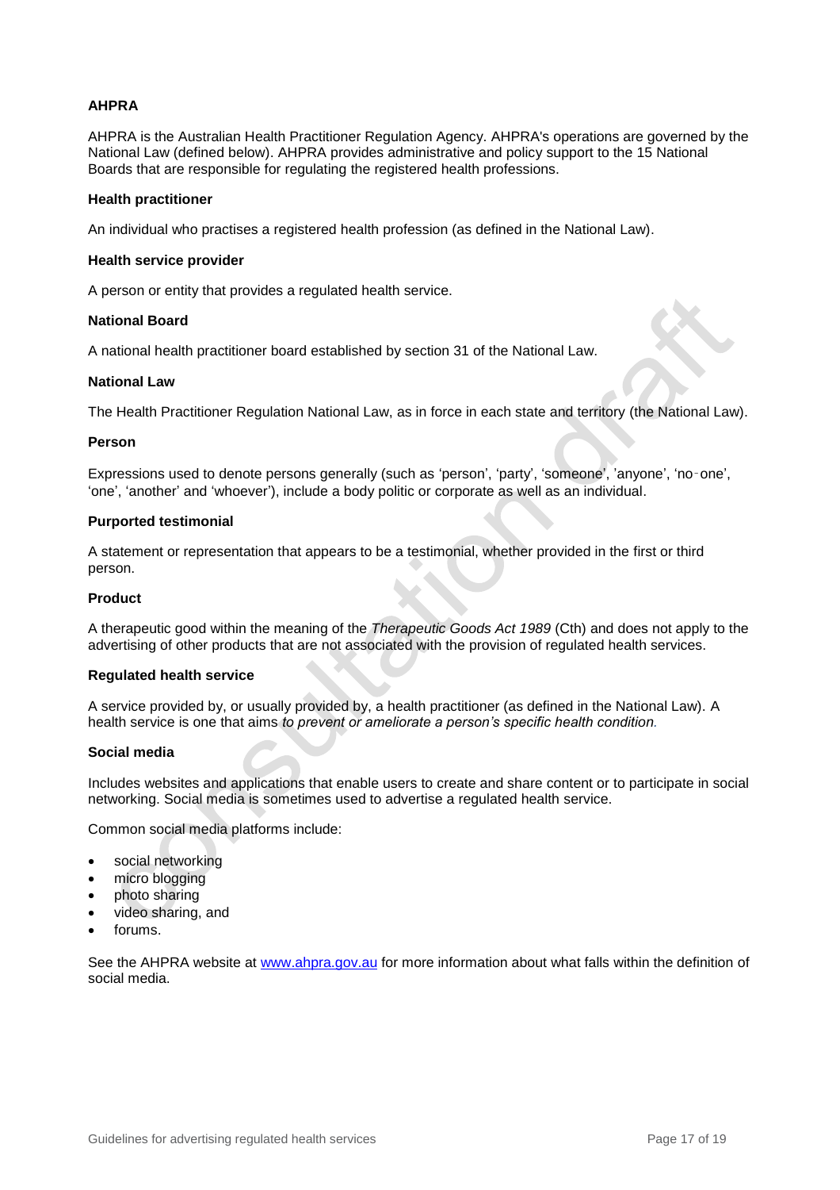**AHPRA**

AHPRA is the Australian Health Practitioner Regulation Agency. AHPRA's operations are governed by the National Law (defined below). AHPRA provides administrative and policy support to the 15 National Boards that are responsible for regulating the registered health professions.

**Health practitioner**

An individual who practises a registered health profession (as defined in the National Law).

**Health service provider**

A person or entity that provides a regulated health service.

**National Board**

A national health practitioner board established by section 31 of the National Law.

**National Law**

The Health Practitioner Regulation National Law, as in force in each state and territory (the National Law).

**Person**

Expressions used to denote persons generally (such as 'person', 'party', 'someone', 'anyone', 'no‑one', 'one', 'another' and 'whoever'), include a body politic or corporate as well as an individual.

**Purported testimonial**

A statement or representation that appears to be a testimonial, whether provided in the first or third person.

**Product**

A therapeutic good within the meaning of the *Therapeutic Goods Act 1989* (Cth) and does not apply to the advertising of other products that are not associated with the provision of regulated health services.

**Regulated health service**

A service provided by, or usually provided by, a health practitioner (as defined in the National Law). A health service is one that aims *to prevent or ameliorate a person's specific health condition.*

**Social media**

Includes websites and applications that enable users to create and share content or to participate in social networking. Social media is sometimes used to advertise a regulated health service.

Common social media platforms include:

- social networking
- micro blogging
- photo sharing
- video sharing, and
- forums.

See the AHPRA website at [www.ahpra.gov.au](http://www.ahpra.gov.au) for more information about what falls within the definition of social media.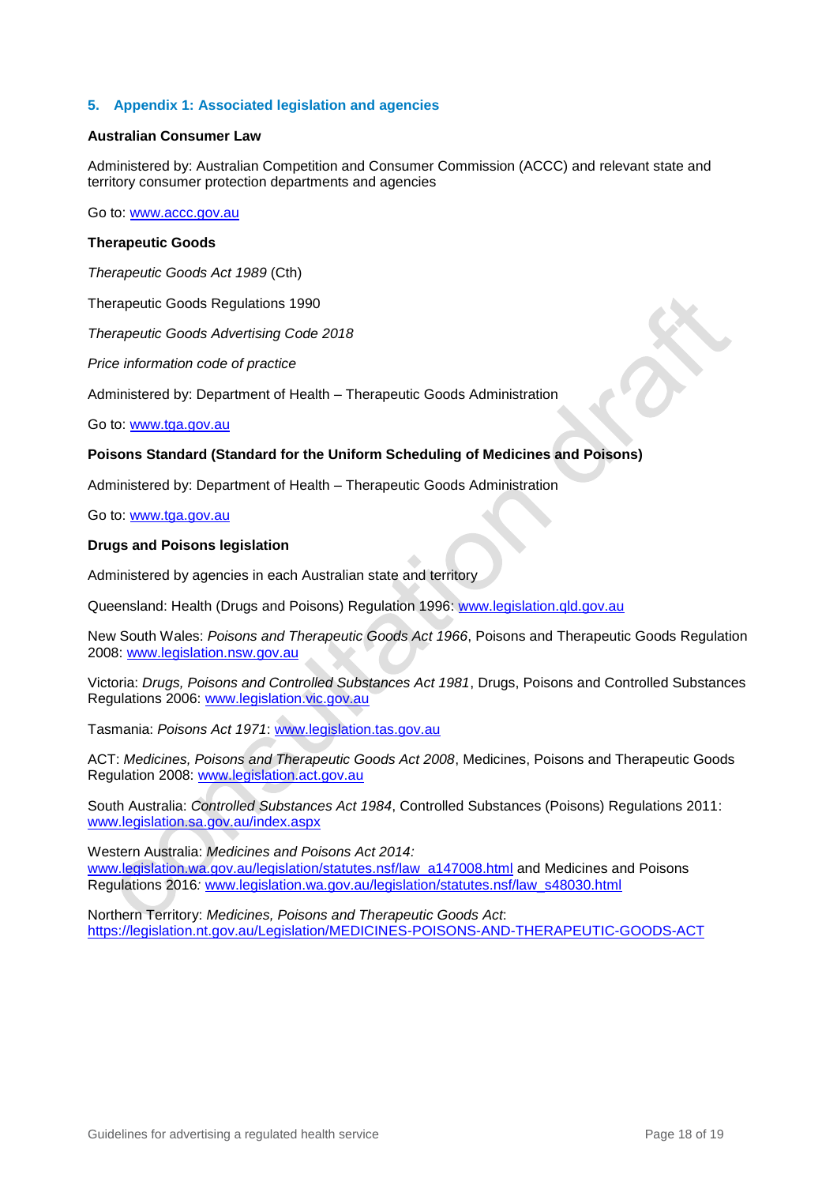## 5. Appendix 1: Associated legislation and agencies

**Australian Consumer Law**

Administered by: Australian Competition and Consumer Commission (ACCC) and relevant state and territory consumer protection departments and agencies

Go to: www.accc.gov.au

**Therapeutic Goods**

*Therapeutic Goods Act 1989* (Cth)

Therapeutic Goods Regulations 1990

*Therapeutic Goods Advertising Code 2018*

*Price information code of practice*

Administered by: Department of Health – Therapeutic Goods Administration

Go to: www.tga.gov.au

**Poisons Standard (Standard for the Uniform Scheduling of Medicines and Poisons)**

Administered by: Department of Health – Therapeutic Goods Administration

Go to: www.tga.gov.au

**Drugs and Poisons legislation**

Administered by agencies in each Australian state and territory

Queensland: Health (Drugs and Poisons) Regulation 1996: www.legislation.qld.gov.au

New South Wales: *Poisons and Therapeutic Goods Act 1966*, Poisons and Therapeutic Goods Regulation 2008: www.legislation.nsw.gov.au

Victoria: *Drugs, Poisons and Controlled Substances Act 1981*, Drugs, Poisons and Controlled Substances Regulations 2006: www.legislation.vic.gov.au

Tasmania: *Poisons Act 1971*: www.legislation.tas.gov.au

ACT: *Medicines, Poisons and Therapeutic Goods Act 2008*, Medicines, Poisons and Therapeutic Goods Regulation 2008: www.legislation.act.gov.au

South Australia: *Controlled Substances Act 1984*, Controlled Substances (Poisons) Regulations 2011: www.legislation.sa.gov.au/index.aspx

Western Australia: *Medicines and Poisons Act 2014:* www.legislation.wa.gov.au/legislation/statutes.nsf/law_a147008.html and Medicines and Poisons Regulations 2016*:* www.legislation.wa.gov.au/legislation/statutes.nsf/law_s48030.html

Northern Territory: *Medicines, Poisons and Therapeutic Goods Act*: https://legislation.nt.gov.au/Legislation/MEDICINES-POISONS-AND-THERAPEUTIC-GOODS-ACT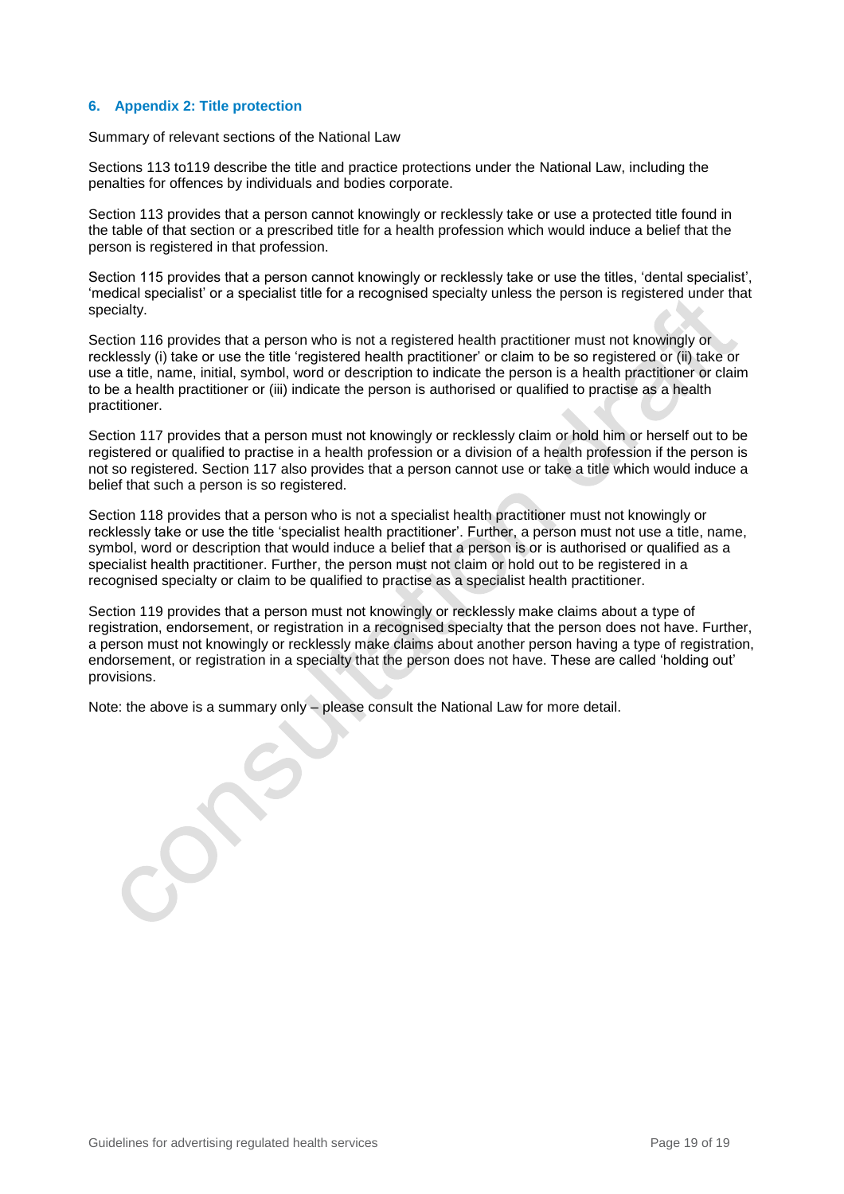## 6. Appendix 2: Title protection

Summary of relevant sections of the National Law

Sections 113 to119 describe the title and practice protections under the National Law, including the penalties for offences by individuals and bodies corporate.

Section 113 provides that a person cannot knowingly or recklessly take or use a protected title found in the table of that section or a prescribed title for a health profession which would induce a belief that the person is registered in that profession.

Section 115 provides that a person cannot knowingly or recklessly take or use the titles, 'dental specialist', 'medical specialist' or a specialist title for a recognised specialty unless the person is registered under that specialty.

Section 116 provides that a person who is not a registered health practitioner must not knowingly or recklessly (i) take or use the title 'registered health practitioner' or claim to be so registered or (ii) take or use a title, name, initial, symbol, word or description to indicate the person is a health practitioner or claim to be a health practitioner or (iii) indicate the person is authorised or qualified to practise as a health practitioner.

Section 117 provides that a person must not knowingly or recklessly claim or hold him or herself out to be registered or qualified to practise in a health profession or a division of a health profession if the person is not so registered. Section 117 also provides that a person cannot use or take a title which would induce a belief that such a person is so registered.

Section 118 provides that a person who is not a specialist health practitioner must not knowingly or recklessly take or use the title 'specialist health practitioner'. Further, a person must not use a title, name, symbol, word or description that would induce a belief that a person is or is authorised or qualified as a specialist health practitioner. Further, the person must not claim or hold out to be registered in a recognised specialty or claim to be qualified to practise as a specialist health practitioner.

Section 119 provides that a person must not knowingly or recklessly make claims about a type of registration, endorsement, or registration in a recognised specialty that the person does not have. Further, a person must not knowingly or recklessly make claims about another person having a type of registration, endorsement, or registration in a specialty that the person does not have. These are called 'holding out' provisions.

Note: the above is a summary only – please consult the National Law for more detail.